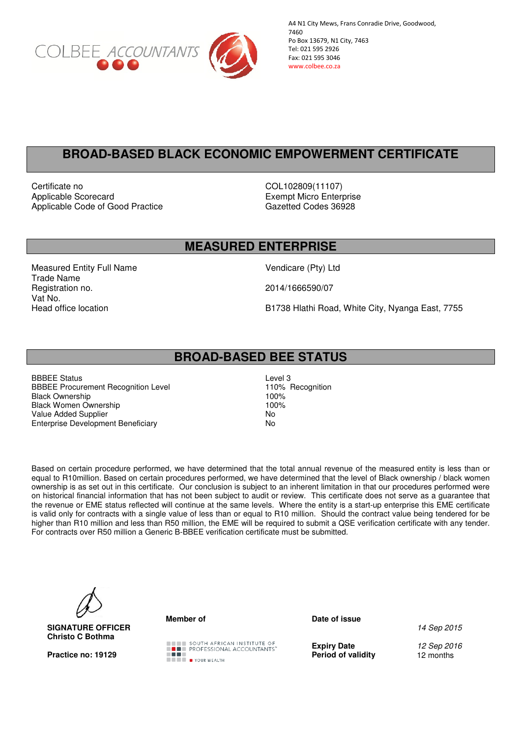COLBEE ACCOUNTANTS

A4 N1 City Mews, Frans Conradie Drive, Goodwood, 7460
Po Box 13679, N1 City, 7463
Tel: 021 595 2926
Fax: 021 595 3046
www.colbee.co.za

# BROAD-BASED BLACK ECONOMIC EMPOWERMENT CERTIFICATE

| | |
|---|---|
| Certificate no | COL102809(11107) |
| Applicable Scorecard | Exempt Micro Enterprise |
| Applicable Code of Good Practice | Gazetted Codes 36928 |

## MEASURED ENTERPRISE

| | |
|---|---|
| Measured Entity Full Name | Vendicare (Pty) Ltd |
| Trade Name | |
| Registration no. | 2014/1666590/07 |
| Vat No. | |
| Head office location | B1738 Hlathi Road, White City, Nyanga East, 7755 |

## BROAD-BASED BEE STATUS

| | |
|---|---|
| BBBEE Status | Level 3 |
| BBBEE Procurement Recognition Level | 110% Recognition |
| Black Ownership | 100% |
| Black Women Ownership | 100% |
| Value Added Supplier | No |
| Enterprise Development Beneficiary | No |

Based on certain procedure performed, we have determined that the total annual revenue of the measured entity is less than or equal to R10million. Based on certain procedures performed, we have determined that the level of Black ownership / black women ownership is as set out in this certificate. Our conclusion is subject to an inherent limitation in that our procedures performed were on historical financial information that has not been subject to audit or review. This certificate does not serve as a guarantee that the revenue or EME status reflected will continue at the same levels. Where the entity is a start-up enterprise this EME certificate is valid only for contracts with a single value of less than or equal to R10 million. Should the contract value being tendered for be higher than R10 million and less than R50 million, the EME will be required to submit a QSE verification certificate with any tender. For contracts over R50 million a Generic B-BBEE verification certificate must be submitted.

**SIGNATURE OFFICER**
**Christo C Bothma**

**Practice no: 19129**

**Member of**

SOUTH AFRICAN INSTITUTE OF PROFESSIONAL ACCOUNTANTS™
YOUR WEALTH

| | |
|---|---|
| **Date of issue** | *14 Sep 2015* |
| **Expiry Date** | *12 Sep 2016* |
| **Period of validity** | 12 months |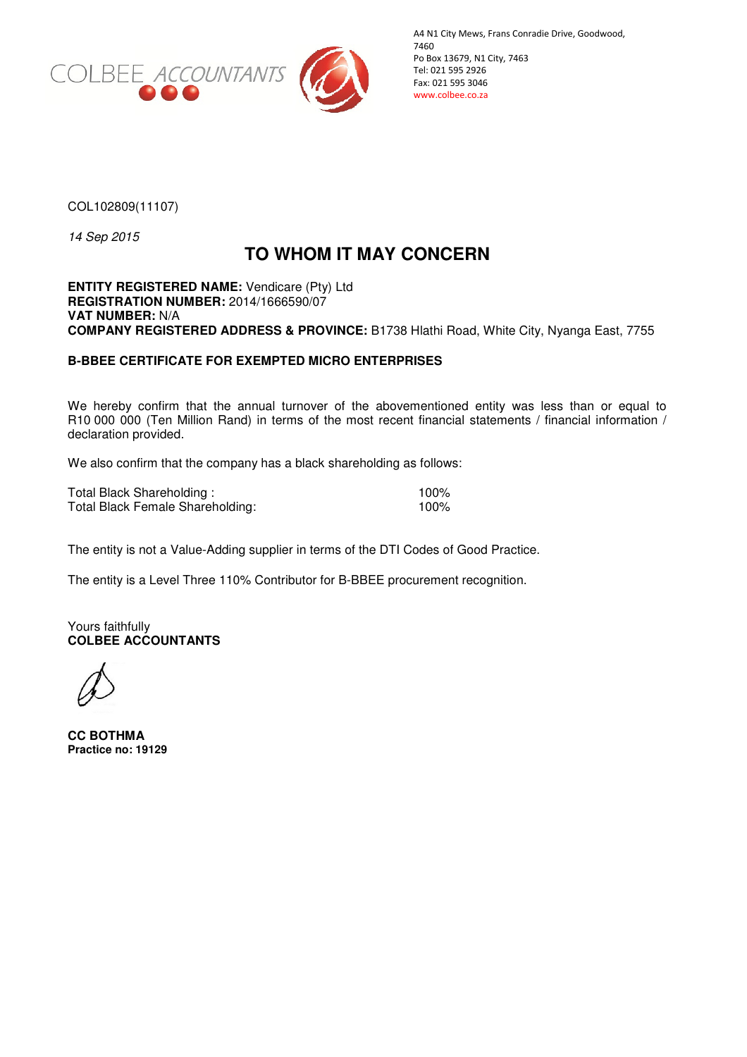COLBEE ACCOUNTANTS

A4 N1 City Mews, Frans Conradie Drive, Goodwood, 7460
Po Box 13679, N1 City, 7463
Tel: 021 595 2926
Fax: 021 595 3046
www.colbee.co.za

COL102809(11107)

*14 Sep 2015*

# TO WHOM IT MAY CONCERN

**ENTITY REGISTERED NAME:** Vendicare (Pty) Ltd
**REGISTRATION NUMBER:** 2014/1666590/07
**VAT NUMBER:** N/A
**COMPANY REGISTERED ADDRESS & PROVINCE:** B1738 Hlathi Road, White City, Nyanga East, 7755

**B-BBEE CERTIFICATE FOR EXEMPTED MICRO ENTERPRISES**

We hereby confirm that the annual turnover of the abovementioned entity was less than or equal to R10 000 000 (Ten Million Rand) in terms of the most recent financial statements / financial information / declaration provided.

We also confirm that the company has a black shareholding as follows:

| | |
|---|---|
| Total Black Shareholding : | 100% |
| Total Black Female Shareholding: | 100% |

The entity is not a Value-Adding supplier in terms of the DTI Codes of Good Practice.

The entity is a Level Three 110% Contributor for B-BBEE procurement recognition.

Yours faithfully
**COLBEE ACCOUNTANTS**

**CC BOTHMA**
**Practice no: 19129**